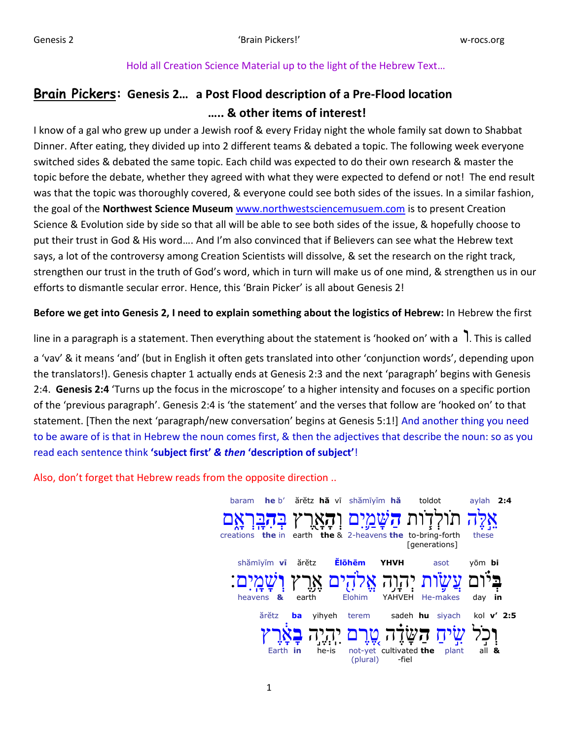Hold all Creation Science Material up to the light of the Hebrew Text…

## **Brain Pickers: Genesis 2… a Post Flood description of a Pre-Flood location ….. & other items of interest!**

I know of a gal who grew up under a Jewish roof & every Friday night the whole family sat down to Shabbat Dinner. After eating, they divided up into 2 different teams & debated a topic. The following week everyone switched sides & debated the same topic. Each child was expected to do their own research & master the topic before the debate, whether they agreed with what they were expected to defend or not! The end result was that the topic was thoroughly covered, & everyone could see both sides of the issues. In a similar fashion, the goal of the **Northwest Science Museum** www.northwestsciencemusuem.com is to present Creation Science & Evolution side by side so that all will be able to see both sides of the issue, & hopefully choose to put their trust in God & His word…. And I'm also convinced that if Believers can see what the Hebrew text says, a lot of the controversy among Creation Scientists will dissolve, & set the research on the right track, strengthen our trust in the truth of God's word, which in turn will make us of one mind, & strengthen us in our efforts to dismantle secular error. Hence, this 'Brain Picker' is all about Genesis 2!

**Before we get into Genesis 2, I need to explain something about the logistics of Hebrew:** In Hebrew the first line in a paragraph is a statement. Then everything about the statement is 'hooked on' with a ו. This is called a 'vav' & it means 'and' (but in English it often gets translated into other 'conjunction words', depending upon the translators!). Genesis chapter 1 actually ends at Genesis 2:3 and the next 'paragraph' begins with Genesis 2:4. **Genesis 2:4** 'Turns up the focus in the microscope' to a higher intensity and focuses on a specific portion of the 'previous paragraph'. Genesis 2:4 is 'the statement' and the verses that follow are 'hooked on' to that statement. [Then the next 'paragraph/new conversation' begins at Genesis 5:1!] And another thing you need to be aware of is that in Hebrew the noun comes first, & then the adjectives that describe the noun: so as you read each sentence think **'subject first'** ***& then*** **'description of subject'**!

Also, don't forget that Hebrew reads from the opposite direction ..

**2:4** אֵלֶּה תוֹלְדוֹת הַשָּׁמַיִם וְהָאָרֶץ בְּהִבָּרְאָם

| baram | he b' | ărĕtz | hă vī | shămīyīm hă | toldot | aylah |
|---|---|---|---|---|---|---|
| creations | the in | earth | the & | 2-heavens the | to-bring-forth [generations] | these |

בְּיוֹם עֲשׂוֹת יְהוָה אֱלֹהִים אֶרֶץ וְשָׁמָיִם׃

| shămīyim vī | ărĕtz | Ĕlōhēm | YHVH | asot | yōm bi |
|---|---|---|---|---|---|
| heavens & | earth | Elohim | YAHVEH | He-makes | day in |

**2:5** וְכֹל שִׂיחַ הַשָּׂדֶה טֶרֶם יִהְיֶה בָאָרֶץ

| ărĕtz ba | yihyeh | terem | sadeh hu | siyach | kol v' |
|---|---|---|---|---|---|
| Earth in | he-is | not-yet (plural) | cultivated the -fiel | plant | all & |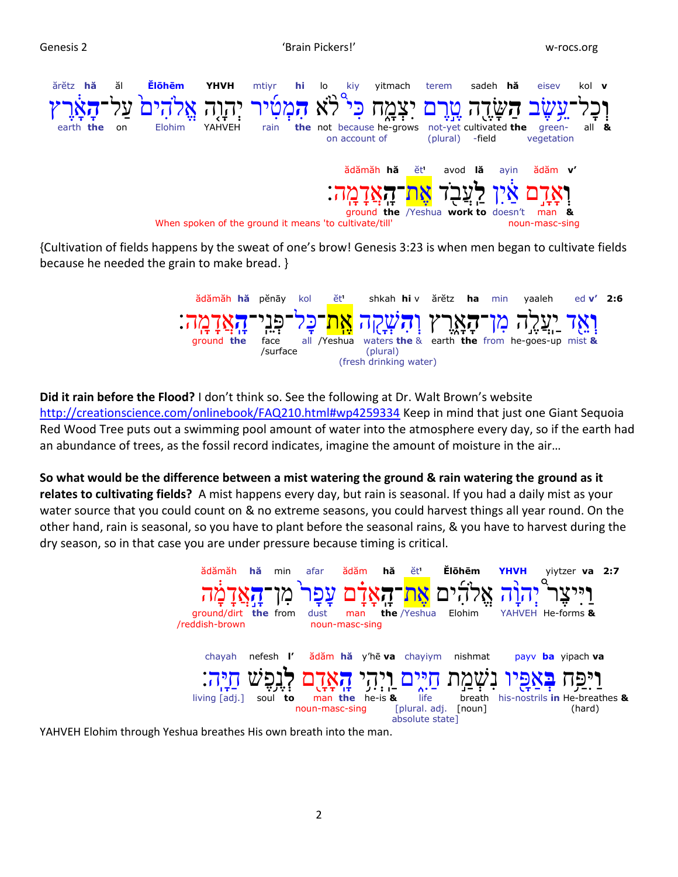ărĕtz hă ăl Ĕlōhēm YHVH mtiyr hi lo kiy yitmach terem sadeh hă eisev kol v

וְכָל־עֵשֶׂב הַשָּׂדֶה טֶרֶם יִצְמָח כִּי לֹא הִמְטִיר יְהוָה אֱלֹהִים עַל־הָאָרֶץ

earth the on Elohim YAHVEH rain the not because/on account of he-grows not-yet (plural) cultivated-field the green-vegetation all &

ădămăh hă ĕt' avod lă ayin ădăm v'

וְאָדָם אַיִן לַעֲבֹד אֶת־הָאֲדָמָה׃

ground the /Yeshua work to doesn't man (noun-masc-sing) &

When spoken of the ground it means 'to cultivate/till'

{Cultivation of fields happens by the sweat of one's brow! Genesis 3:23 is when men began to cultivate fields because he needed the grain to make bread. }

2:6 ădămăh hă pĕnāy kol ĕt' shkah hi v ărĕtz ha min yaaleh ed v'

וְאֵד יַעֲלֶה מִן־הָאָרֶץ וְהִשְׁקָה אֶת־כָּל־פְּנֵי־הָאֲדָמָה׃

ground the face/surface all /Yeshua waters the & (plural) (fresh drinking water) earth the from he-goes-up mist &

**Did it rain before the Flood?** I don't think so. See the following at Dr. Walt Brown's website http://creationscience.com/onlinebook/FAQ210.html#wp4259334 Keep in mind that just one Giant Sequoia Red Wood Tree puts out a swimming pool amount of water into the atmosphere every day, so if the earth had an abundance of trees, as the fossil record indicates, imagine the amount of moisture in the air…

**So what would be the difference between a mist watering the ground & rain watering the ground as it relates to cultivating fields?** A mist happens every day, but rain is seasonal. If you had a daily mist as your water source that you could count on & no extreme seasons, you could harvest things all year round. On the other hand, rain is seasonal, so you have to plant before the seasonal rains, & you have to harvest during the dry season, so in that case you are under pressure because timing is critical.

2:7 ădămăh hă min afar ădăm hă ĕt' Ĕlōhēm YHVH yiytzer va

וַיִּיצֶר יְהוָה אֱלֹהִים אֶת־הָאָדָם עָפָר מִן־הָאֲדָמָה

ground/dirt/reddish-brown the from dust man (noun-masc-sing) the /Yeshua Elohim YAHVEH He-forms &

chayah nefesh l' ădăm hă y'hē va chayiym nishmat payv ba yipach va

וַיִּפַּח בְּאַפָּיו נִשְׁמַת חַיִּים וַיְהִי הָאָדָם לְנֶפֶשׁ חַיָּה׃

living [adj.] soul to man the (noun-masc-sing) he-is & life [plural. adj. absolute state] breath [noun] his-nostrils in He-breathes & (hard)

YAHVEH Elohim through Yeshua breathes His own breath into the man.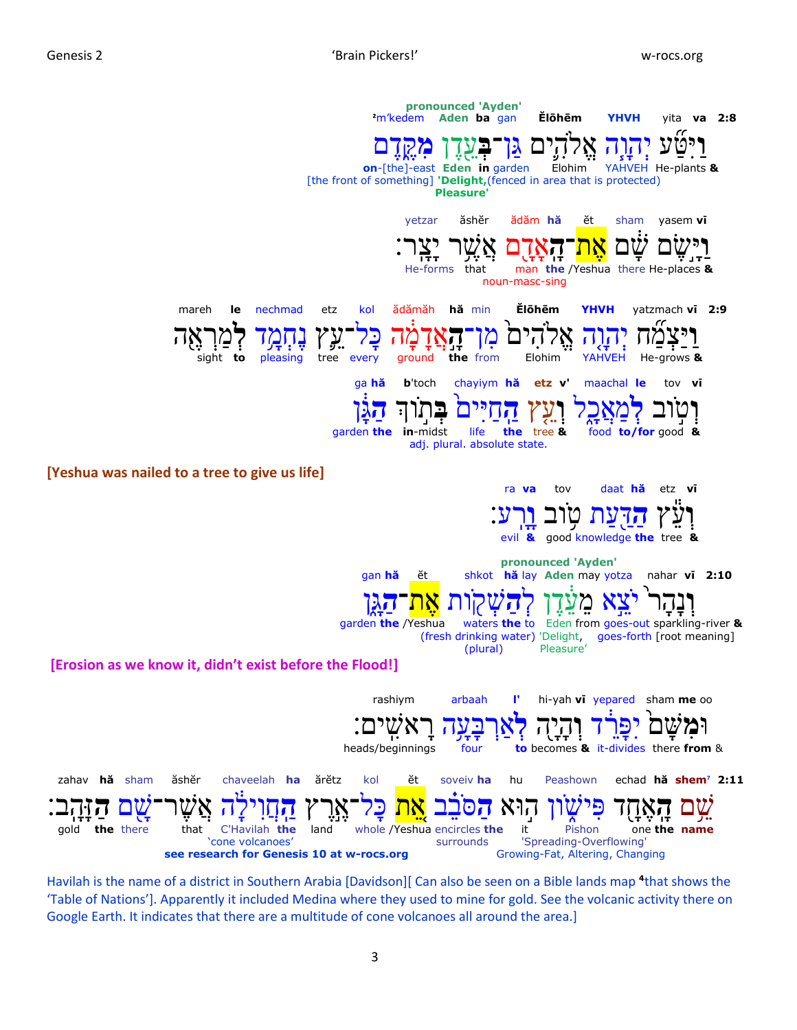**2:8** va yita **YHVH** **Ĕlōhēm** gan **ba** **Aden** ²m'kedem

pronounced 'Ayden'

וַיִּטַּ֞ע יְהוָ֧ה אֱלֹהִ֛ים גַּן־בְּעֵ֖דֶן מִקֶּ֑דֶם

**&** He-plants YAHVEH Elohim garden **in** **Eden** **on**-[the]-east

[the front of something] **'Delight,**(fenced in area that is protected) **Pleasure'**

**vī** yasem sham ĕt **hă** ădăm ăshĕr yetzar

וַיָּ֣שֶׂם שָׁ֔ם אֶת־הָֽאָדָ֖ם אֲשֶׁ֥ר יָצָֽר׃

**&** He-places there /Yeshua **the** man that He-forms

noun-masc-sing

**2:9** **vī** yatzmach **YHVH** **Ĕlōhēm** min **hă** ădămăh kol etz nechmad **le** mareh

וַיַּצְמַ֞ח יְהוָ֤ה אֱלֹהִים֙ מִן־הָ֣אֲדָמָ֔ה כָּל־עֵ֛ץ נֶחְמָ֥ד לְמַרְאֶ֖ה

**&** He-grows YAHVEH Elohim from **the** ground every tree pleasing **to** sight

**vī** tov **le** maachal **v'** **etz** **hă** chayiym b'toch **hă** ga

וְט֣וֹב לְמַאֲכָ֑ל וְעֵ֤ץ הַֽחַיִּים֙ בְּת֣וֹךְ הַגָּ֔ן

**&** good **to/for** food **&** tree **the** life **in**-midst **the** garden

adj. plural. absolute state.

**[Yeshua was nailed to a tree to give us life]**

**vī** etz **hă** daat tov **va** ra

וְעֵ֕ץ הַדַּ֖עַת ט֥וֹב וָרָֽע׃

**&** tree **the** knowledge good **&** evil

**2:10** **vī** nahar yotza may **Aden** lay **hă** shkot ĕt **hă** gan

pronounced 'Ayden'

וְנָהָר֙ יֹצֵ֣א מֵעֵ֔דֶן לְהַשְׁק֖וֹת אֶת־הַגָּ֑ן

**&** sparkling-river goes-out from Eden to **the** waters /Yeshua **the** garden

goes-forth [root meaning] 'Delight, Pleasure' (fresh drinking water) (plural)

**[Erosion as we know it, didn't exist before the Flood!]**

oo **me** sham yepared **vī** hi-yah **l'** arbaah rashiym

וּמִשָּׁם֙ יִפָּרֵ֔ד וְהָיָ֖ה לְאַרְבָּעָ֥ה רָאשִֽׁים׃

**&** **from** there it-divides **&** becomes **to** four heads/beginnings

**2:11** **shem**⁷ **hă** echad Peashown hu soveiv **ha** ĕt kol ărĕtz **ha** chaveelah ăshĕr sham **hă** zahav

שֵׁ֥ם הָֽאֶחָ֖ד פִּישׁ֑וֹן ה֣וּא הַסֹּבֵ֗ב אֵ֚ת כָּל־אֶ֣רֶץ הַֽחֲוִילָ֔ה אֲשֶׁר־שָׁ֖ם הַזָּהָֽב׃

**name** **the** one Pishon it **the** encircles /Yeshua whole land **the** C'Havilah that **the** there gold

'Spreading-Overflowing' Growing-Fat, Altering, Changing surrounds 'cone volcanoes'

**see research for Genesis 10 at w-rocs.org**

Havilah is the name of a district in Southern Arabia [Davidson][ Can also be seen on a Bible lands map [4]that shows the 'Table of Nations']. Apparently it included Medina where they used to mine for gold. See the volcanic activity there on Google Earth. It indicates that there are a multitude of cone volcanoes all around the area.]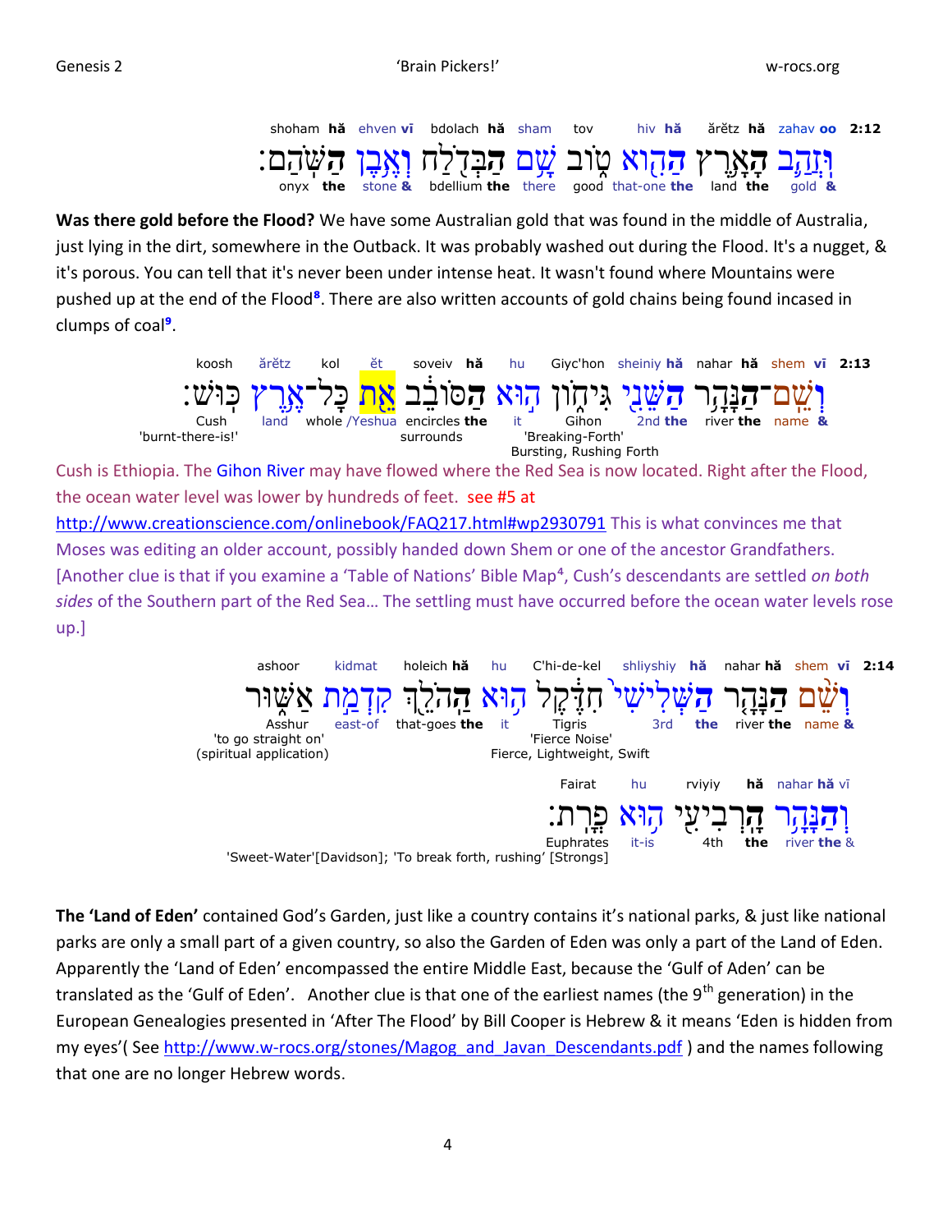shoham **hă** ehven **vī** bdolach **hă** sham tov hiv **hă** ărĕtz **hă** zahav **oo** **2:12**

וּזֲהַב הָאָרֶץ הַהִוא טוֹב שָׁם הַבְּדֹלַח וְאֶבֶן הַשֹּׁהַם׃

onyx **the** stone **&** bdellium **the** there good that-one **the** land **the** gold **&**

**Was there gold before the Flood?** We have some Australian gold that was found in the middle of Australia, just lying in the dirt, somewhere in the Outback. It was probably washed out during the Flood. It's a nugget, & it's porous. You can tell that it's never been under intense heat. It wasn't found where Mountains were pushed up at the end of the Flood[8]. There are also written accounts of gold chains being found incased in clumps of coal[9].

koosh ărĕtz kol ĕt soveiv **hă** hu Giyc'hon sheiniy **hă** nahar **hă** shem **vī** **2:13**

וְשֵׁם־הַנָּהָר הַשֵּׁנִי גִּיחוֹן הוּא הַסּוֹבֵב אֵת כָּל־אֶרֶץ כּוּשׁ׃

Cush 'burnt-there-is!' land whole /Yeshua encircles **the** surrounds it Gihon 'Breaking-Forth' Bursting, Rushing Forth 2nd **the** river **the** name **&**

Cush is Ethiopia. The Gihon River may have flowed where the Red Sea is now located. Right after the Flood, the ocean water level was lower by hundreds of feet. see #5 at http://www.creationscience.com/onlinebook/FAQ217.html#wp2930791 This is what convinces me that Moses was editing an older account, possibly handed down Shem or one of the ancestor Grandfathers. [Another clue is that if you examine a 'Table of Nations' Bible Map[4], Cush's descendants are settled *on both sides* of the Southern part of the Red Sea… The settling must have occurred before the ocean water levels rose up.]

ashoor kidmat holeich **hă** hu C'hi-de-kel shliyshiy **hă** nahar **hă** shem **vī** **2:14**

וְשֵׁם הַנָּהָר הַשְּׁלִישִׁי חִדֶּקֶל הוּא הַהֹלֵךְ קִדְמַת אַשּׁוּר

Asshur 'to go straight on' (spiritual application) east-of that-goes **the** it Tigris 'Fierce Noise' Fierce, Lightweight, Swift 3rd **the** river **the** name **&**

Fairat hu rviyiy **hă** nahar **hă** **vī**

וְהַנָּהָר הָרְבִיעִי הוּא פְרָת׃

Euphrates 'Sweet-Water'[Davidson]; 'To break forth, rushing' [Strongs] it-is 4th **the** river **the** &

**The 'Land of Eden'** contained God's Garden, just like a country contains it's national parks, & just like national parks are only a small part of a given country, so also the Garden of Eden was only a part of the Land of Eden. Apparently the 'Land of Eden' encompassed the entire Middle East, because the 'Gulf of Aden' can be translated as the 'Gulf of Eden'. Another clue is that one of the earliest names (the 9th generation) in the European Genealogies presented in 'After The Flood' by Bill Cooper is Hebrew & it means 'Eden is hidden from my eyes'( See http://www.w-rocs.org/stones/Magog_and_Javan_Descendants.pdf ) and the names following that one are no longer Hebrew words.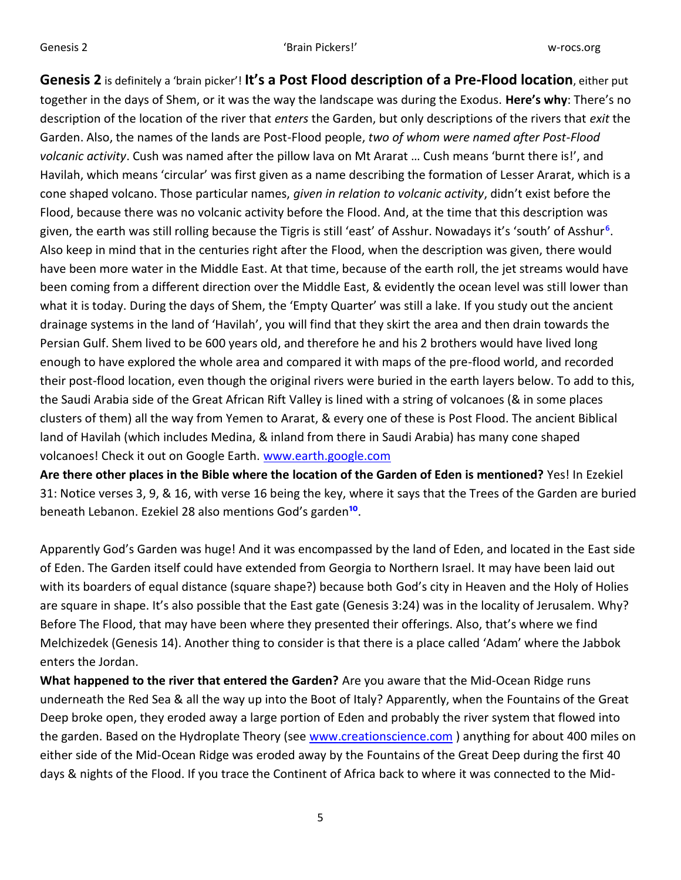**Genesis 2** is definitely a 'brain picker'! **It's a Post Flood description of a Pre-Flood location**, either put together in the days of Shem, or it was the way the landscape was during the Exodus. **Here's why**: There's no description of the location of the river that *enters* the Garden, but only descriptions of the rivers that *exit* the Garden. Also, the names of the lands are Post-Flood people, *two of whom were named after Post-Flood volcanic activity*. Cush was named after the pillow lava on Mt Ararat … Cush means 'burnt there is!', and Havilah, which means 'circular' was first given as a name describing the formation of Lesser Ararat, which is a cone shaped volcano. Those particular names, *given in relation to volcanic activity*, didn't exist before the Flood, because there was no volcanic activity before the Flood. And, at the time that this description was given, the earth was still rolling because the Tigris is still 'east' of Asshur. Nowadays it's 'south' of Asshur[6]. Also keep in mind that in the centuries right after the Flood, when the description was given, there would have been more water in the Middle East. At that time, because of the earth roll, the jet streams would have been coming from a different direction over the Middle East, & evidently the ocean level was still lower than what it is today. During the days of Shem, the 'Empty Quarter' was still a lake. If you study out the ancient drainage systems in the land of 'Havilah', you will find that they skirt the area and then drain towards the Persian Gulf. Shem lived to be 600 years old, and therefore he and his 2 brothers would have lived long enough to have explored the whole area and compared it with maps of the pre-flood world, and recorded their post-flood location, even though the original rivers were buried in the earth layers below. To add to this, the Saudi Arabia side of the Great African Rift Valley is lined with a string of volcanoes (& in some places clusters of them) all the way from Yemen to Ararat, & every one of these is Post Flood. The ancient Biblical land of Havilah (which includes Medina, & inland from there in Saudi Arabia) has many cone shaped volcanoes! Check it out on Google Earth. www.earth.google.com

**Are there other places in the Bible where the location of the Garden of Eden is mentioned?** Yes! In Ezekiel 31: Notice verses 3, 9, & 16, with verse 16 being the key, where it says that the Trees of the Garden are buried beneath Lebanon. Ezekiel 28 also mentions God's garden[10].

Apparently God's Garden was huge! And it was encompassed by the land of Eden, and located in the East side of Eden. The Garden itself could have extended from Georgia to Northern Israel. It may have been laid out with its boarders of equal distance (square shape?) because both God's city in Heaven and the Holy of Holies are square in shape. It's also possible that the East gate (Genesis 3:24) was in the locality of Jerusalem. Why? Before The Flood, that may have been where they presented their offerings. Also, that's where we find Melchizedek (Genesis 14). Another thing to consider is that there is a place called 'Adam' where the Jabbok enters the Jordan.

**What happened to the river that entered the Garden?** Are you aware that the Mid-Ocean Ridge runs underneath the Red Sea & all the way up into the Boot of Italy? Apparently, when the Fountains of the Great Deep broke open, they eroded away a large portion of Eden and probably the river system that flowed into the garden. Based on the Hydroplate Theory (see www.creationscience.com ) anything for about 400 miles on either side of the Mid-Ocean Ridge was eroded away by the Fountains of the Great Deep during the first 40 days & nights of the Flood. If you trace the Continent of Africa back to where it was connected to the Mid-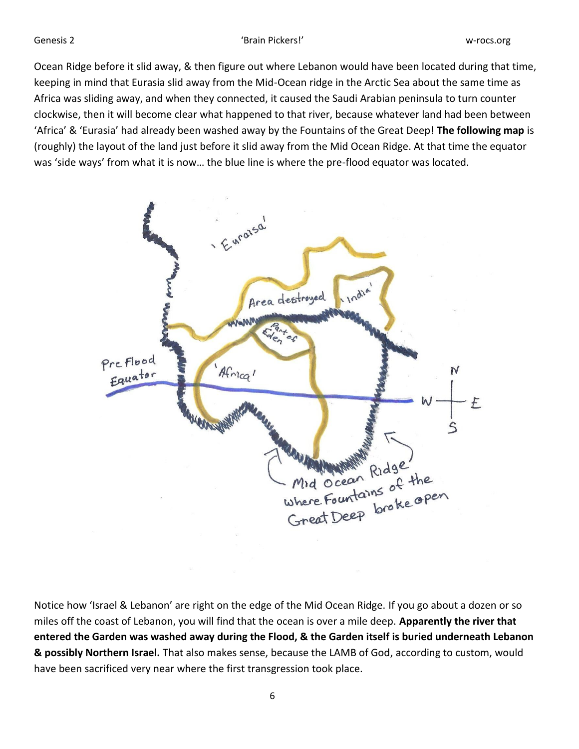Ocean Ridge before it slid away, & then figure out where Lebanon would have been located during that time, keeping in mind that Eurasia slid away from the Mid-Ocean ridge in the Arctic Sea about the same time as Africa was sliding away, and when they connected, it caused the Saudi Arabian peninsula to turn counter clockwise, then it will become clear what happened to that river, because whatever land had been between 'Africa' & 'Eurasia' had already been washed away by the Fountains of the Great Deep! **The following map** is (roughly) the layout of the land just before it slid away from the Mid Ocean Ridge. At that time the equator was 'side ways' from what it is now… the blue line is where the pre-flood equator was located.

Notice how 'Israel & Lebanon' are right on the edge of the Mid Ocean Ridge. If you go about a dozen or so miles off the coast of Lebanon, you will find that the ocean is over a mile deep. **Apparently the river that entered the Garden was washed away during the Flood, & the Garden itself is buried underneath Lebanon & possibly Northern Israel.** That also makes sense, because the LAMB of God, according to custom, would have been sacrificed very near where the first transgression took place.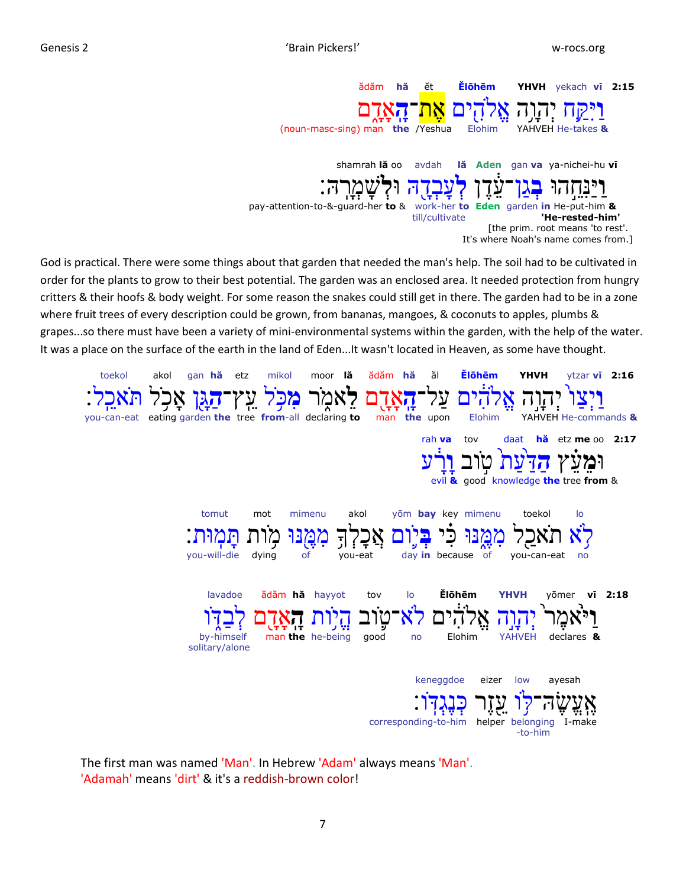**2:15** vī yekach YHVH Ĕlōhēm ĕt hă ădăm

וַיִּקַּח יְהוָה אֱלֹהִים אֶת־הָאָדָם

& He-takes YAHVEH Elohim /Yeshua the man (noun-masc-sing)

vī ya-nichei-hu va gan Aden lă avdah oo lă shamrah

וַיַּנִּחֵהוּ בְגַן־עֵדֶן לְעָבְדָהּ וּלְשָׁמְרָהּ׃

& He-put-him in garden Eden to work-her till/cultivate & to pay-attention-to-&-guard-her

**'He-rested-him'**

[the prim. root means 'to rest'. It's where Noah's name comes from.]

God is practical. There were some things about that garden that needed the man's help. The soil had to be cultivated in order for the plants to grow to their best potential. The garden was an enclosed area. It needed protection from hungry critters & their hoofs & body weight. For some reason the snakes could still get in there. The garden had to be in a zone where fruit trees of every description could be grown, from bananas, mangoes, & coconuts to apples, plumbs & grapes...so there must have been a variety of mini-environmental systems within the garden, with the help of the water. It was a place on the surface of the earth in the land of Eden...It wasn't located in Heaven, as some have thought.

**2:16** vī ytzar YHVH Ĕlōhēm ăl hă ădăm lă moor mikol etz hă gan akol toekol

וַיְצַו יְהוָה אֱלֹהִים עַל־הָאָדָם לֵאמֹר מִכֹּל עֵץ־הַגָּן אָכֹל תֹּאכֵל׃

& He-commands YAHVEH Elohim upon the man to declaring from-all tree the garden eating you-can-eat

**2:17** oo me etz hă daat tov va rah

וּמֵעֵץ הַדַּעַת טוֹב וָרָע

& from tree the knowledge good & evil

lo toekol mimenu key bay yōm akol mimenu mot tomut

לֹא תֹאכַל מִמֶּנּוּ כִּי בְּיוֹם אֲכָלְךָ מִמֶּנּוּ מוֹת תָּמוּת׃

no you-can-eat of because in day you-eat of dying you-will-die

**2:18** vī yōmer YHVH Ĕlōhēm lo tov hayyot hă ădăm lavadoe

וַיֹּאמֶר יְהוָה אֱלֹהִים לֹא־טוֹב הֱיוֹת הָאָדָם לְבַדּוֹ

& declares YAHVEH Elohim no good he-being the man by-himself solitary/alone

ayesah low eizer keneggdoe

אֶעֱשֶׂה־לּוֹ עֵזֶר כְּנֶגְדּוֹ׃

I-make belonging-to-him helper corresponding-to-him

The first man was named 'Man'. In Hebrew 'Adam' always means 'Man'.
'Adamah' means 'dirt' & it's a reddish-brown color!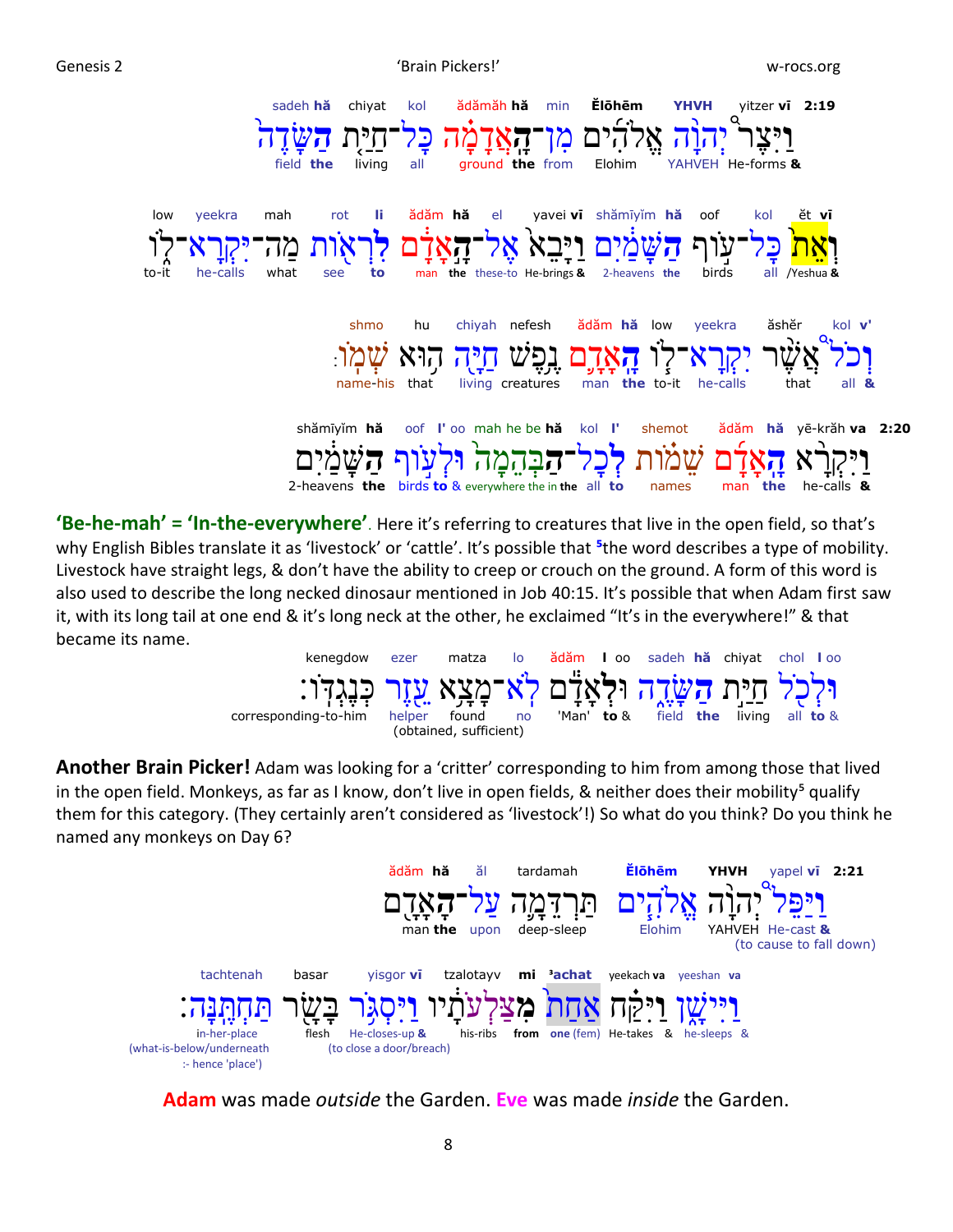**2:19**

וַיִּצֶר יְהוָה אֱלֹהִים מִן־הָאֲדָמָה כָּל־חַיַּת הַשָּׂדֶה

yitzer vī YHVH Ĕlōhēm min hă ădămăh kol chiyat hă sadeh

He-forms & YAHVEH Elohim from the ground all living the field

וְאֵת כָּל־עוֹף הַשָּׁמַיִם וַיָּבֵא אֶל־הָאָדָם לִרְאוֹת מַה־יִּקְרָא־לוֹ

ĕt vī kol oof hă shămīyīm yavei vī el hă ădăm li rot mah yeekra low

/Yeshua & all birds the 2-heavens He-brings & these-to the man to see what he-calls to-it

וְכֹל אֲשֶׁר יִקְרָא־לוֹ הָאָדָם נֶפֶשׁ חַיָּה הוּא שְׁמוֹ׃

v' kol ăshĕr yeekra low hă ădăm nefesh chiyah hu shmo

& all that he-calls to-it the man creatures living that name-his

**2:20**

וַיִּקְרָא הָאָדָם שֵׁמוֹת לְכָל־הַבְּהֵמָה וּלְעוֹף הַשָּׁמַיִם

va yē-krăh hă ădăm shemot l' kol hă be he mah oo l' oof hă shămīyīm

& he-calls the man names to all the in everywhere & to birds the 2-heavens

**'Be-he-mah' = 'In-the-everywhere'**. Here it's referring to creatures that live in the open field, so that's why English Bibles translate it as 'livestock' or 'cattle'. It's possible that [5]the word describes a type of mobility. Livestock have straight legs, & don't have the ability to creep or crouch on the ground. A form of this word is also used to describe the long necked dinosaur mentioned in Job 40:15. It's possible that when Adam first saw it, with its long tail at one end & it's long neck at the other, he exclaimed "It's in the everywhere!" & that became its name.

וּלְכֹל חַיַּת הַשָּׂדֶה וּלְאָדָם לֹא־מָצָא עֵזֶר כְּנֶגְדּוֹ׃

oo l chol chiyat hă sadeh oo l ădăm lo matza ezer kenegdow

& to all living the field & to 'Man' no found (obtained, sufficient) helper corresponding-to-him

**Another Brain Picker!** Adam was looking for a 'critter' corresponding to him from among those that lived in the open field. Monkeys, as far as I know, don't live in open fields, & neither does their mobility[5] qualify them for this category. (They certainly aren't considered as 'livestock'!) So what do you think? Do you think he named any monkeys on Day 6?

**2:21**

וַיַּפֵּל יְהוָה אֱלֹהִים תַּרְדֵּמָה עַל־הָאָדָם

yapel vī YHVH Ĕlōhēm tardamah ăl hă ădăm

He-cast & (to cause to fall down) YAHVEH Elohim deep-sleep upon the man

וַיִּישָׁן וַיִּקַּח אַחַת מִצַּלְעֹתָיו וַיִּסְגֹּר בָּשָׂר תַּחְתֶּנָּה׃

va yeeshan va yeekach [a]achat mi tzalotayv yisgor vī basar tachtenah

& he-sleeps & He-takes one (fem) from his-ribs He-closes-up & (to close a door/breach) flesh in-her-place (what-is-below/underneath :- hence 'place')

**Adam** was made *outside* the Garden. **Eve** was made *inside* the Garden.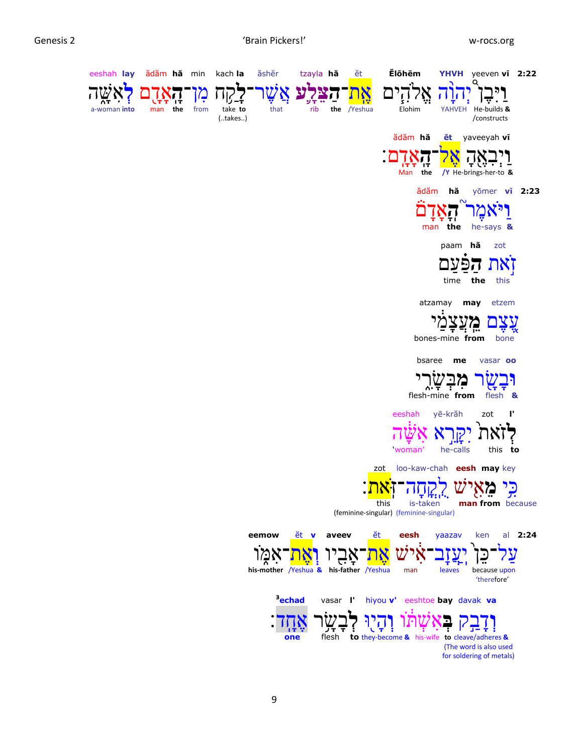**2:22** vī yeeven YHVH Ĕlōhēm ĕt hă tzayla ăshĕr la kach min hă ădăm lay eeshah

וַיִּבֶן יְהוָה אֱלֹהִים אֶת־הַצֵּלָע אֲשֶׁר־לָקַח מִן־הָאָדָם לְאִשָּׁה

& He-builds /constructs · YAHVEH · Elohim · /Yeshua · the · rib · that · to take (..takes..) · from · the · man · into a-woman

vī yaveeyah ĕt hă ădăm

וַיְבִאֶהָ אֶל־הָאָדָם׃

& He-brings-her-to · /Y · the · Man

**2:23** vī yōmer hă ădăm

וַיֹּאמֶר הָאָדָם

& he-says · the · man

zot hă paam

זֹאת הַפַּעַם

this · the · time

etzem may atzamay

עֶצֶם מֵעֲצָמַי

bone · from · bones-mine

oo vasar me bsaree

וּבָשָׂר מִבְּשָׂרִי

& flesh · from · flesh-mine

l' zot yē-krăh eeshah

לְזֹאת יִקָּרֵא אִשָּׁה

to · this · he-calls · 'woman'

key may eesh loo-kaw-chah zot

כִּי מֵאִישׁ לֻקֳחָה־זֹּאת׃

because · from · man · is-taken (feminine-singular) · this (feminine-singular)

**2:24** al ken yaazav eesh ĕt aveev v ĕt eemow

עַל־כֵּן יַעֲזָב־אִישׁ אֶת־אָבִיו וְאֶת־אִמּוֹ

upon because 'therefore' · leaves · man · /Yeshua · his-father · & /Yeshua · his-mother

va davak bay eeshtoe v' hiyou l' vasar echad[3]

וְדָבַק בְּאִשְׁתּוֹ וְהָיוּ לְבָשָׂר אֶחָד׃

& to cleave/adheres (The word is also used for soldering of metals) · his-wife · & they-become · to · flesh · one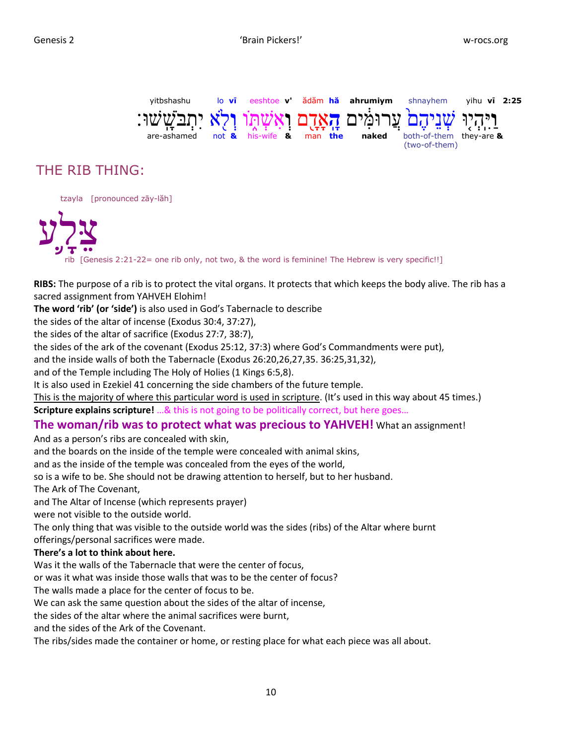| yitbshashu | lo vī | eeshtoe v' | ădăm hă | ahrumiym | shnayhem | yihu vī | 2:25 |
|---|---|---|---|---|---|---|---|
| יִתְבֹּשָׁשׁוּ׃ | וְלֹא | וְאִשְׁתּוֹ | הָאָדָם | עֲרוּמִּים | שְׁנֵיהֶם | וַיִּהְיוּ | |
| are-ashamed | not & | his-wife & | man the | naked | both-of-them (two-of-them) | they-are & | |

## THE RIB THING:

tzayla [pronounced zāy-lăh]

# צֵלָע

rib [Genesis 2:21-22= one rib only, not two, & the word is feminine! The Hebrew is very specific!!]

**RIBS:** The purpose of a rib is to protect the vital organs. It protects that which keeps the body alive. The rib has a sacred assignment from YAHVEH Elohim!

**The word 'rib' (or 'side')** is also used in God's Tabernacle to describe
the sides of the altar of incense (Exodus 30:4, 37:27),
the sides of the altar of sacrifice (Exodus 27:7, 38:7),
the sides of the ark of the covenant (Exodus 25:12, 37:3) where God's Commandments were put),
and the inside walls of both the Tabernacle (Exodus 26:20,26,27,35. 36:25,31,32),
and of the Temple including The Holy of Holies (1 Kings 6:5,8).
It is also used in Ezekiel 41 concerning the side chambers of the future temple.
<u>This is the majority of where this particular word is used in scripture</u>. (It's used in this way about 45 times.)
**Scripture explains scripture!** …& this is not going to be politically correct, but here goes…

**The woman/rib was to protect what was precious to YAHVEH!** What an assignment!

And as a person's ribs are concealed with skin,
and the boards on the inside of the temple were concealed with animal skins,
and as the inside of the temple was concealed from the eyes of the world,
so is a wife to be. She should not be drawing attention to herself, but to her husband.
The Ark of The Covenant,
and The Altar of Incense (which represents prayer)
were not visible to the outside world.
The only thing that was visible to the outside world was the sides (ribs) of the Altar where burnt offerings/personal sacrifices were made.

**There's a lot to think about here.**

Was it the walls of the Tabernacle that were the center of focus,
or was it what was inside those walls that was to be the center of focus?
The walls made a place for the center of focus to be.
We can ask the same question about the sides of the altar of incense,
the sides of the altar where the animal sacrifices were burnt,
and the sides of the Ark of the Covenant.
The ribs/sides made the container or home, or resting place for what each piece was all about.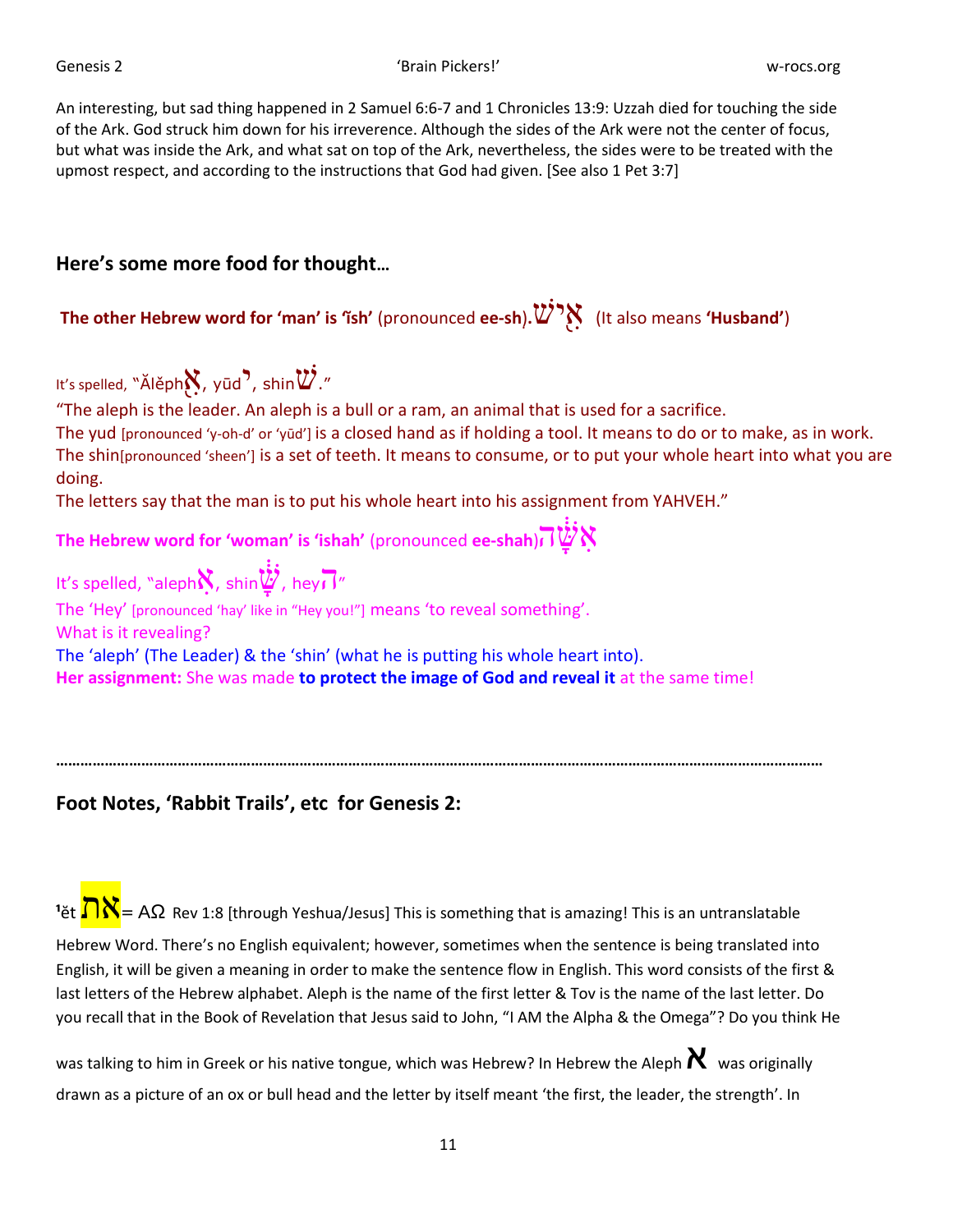An interesting, but sad thing happened in 2 Samuel 6:6-7 and 1 Chronicles 13:9: Uzzah died for touching the side of the Ark. God struck him down for his irreverence. Although the sides of the Ark were not the center of focus, but what was inside the Ark, and what sat on top of the Ark, nevertheless, the sides were to be treated with the upmost respect, and according to the instructions that God had given. [See also 1 Pet 3:7]

## Here's some more food for thought…

**The other Hebrew word for 'man' is 'ĩsh'** (pronounced **ee-sh**).אִישׁ (It also means **'Husband'**)

It's spelled, "Ălĕph אִ, yūd י, shin שׁ."

"The aleph is the leader. An aleph is a bull or a ram, an animal that is used for a sacrifice.
The yud [pronounced 'y-oh-d' or 'yūd'] is a closed hand as if holding a tool. It means to do or to make, as in work.
The shin[pronounced 'sheen'] is a set of teeth. It means to consume, or to put your whole heart into what you are doing.
The letters say that the man is to put his whole heart into his assignment from YAHVEH."

**The Hebrew word for 'woman' is 'ishah'** (pronounced **ee-shah**)אִשָּׁה

It's spelled, "aleph אִ, shin שָּׁ, hey ה"
The 'Hey' [pronounced 'hay' like in "Hey you!"] means 'to reveal something'.
What is it revealing?
The 'aleph' (The Leader) & the 'shin' (what he is putting his whole heart into).
**Her assignment:** She was made **to protect the image of God and reveal it** at the same time!

…………………………………………………………………………………………………………………………………………………

## Foot Notes, 'Rabbit Trails', etc for Genesis 2:

[1]ĕt את = ΑΩ Rev 1:8 [through Yeshua/Jesus] This is something that is amazing! This is an untranslatable Hebrew Word. There's no English equivalent; however, sometimes when the sentence is being translated into English, it will be given a meaning in order to make the sentence flow in English. This word consists of the first & last letters of the Hebrew alphabet. Aleph is the name of the first letter & Tov is the name of the last letter. Do you recall that in the Book of Revelation that Jesus said to John, "I AM the Alpha & the Omega"? Do you think He was talking to him in Greek or his native tongue, which was Hebrew? In Hebrew the Aleph א was originally drawn as a picture of an ox or bull head and the letter by itself meant 'the first, the leader, the strength'. In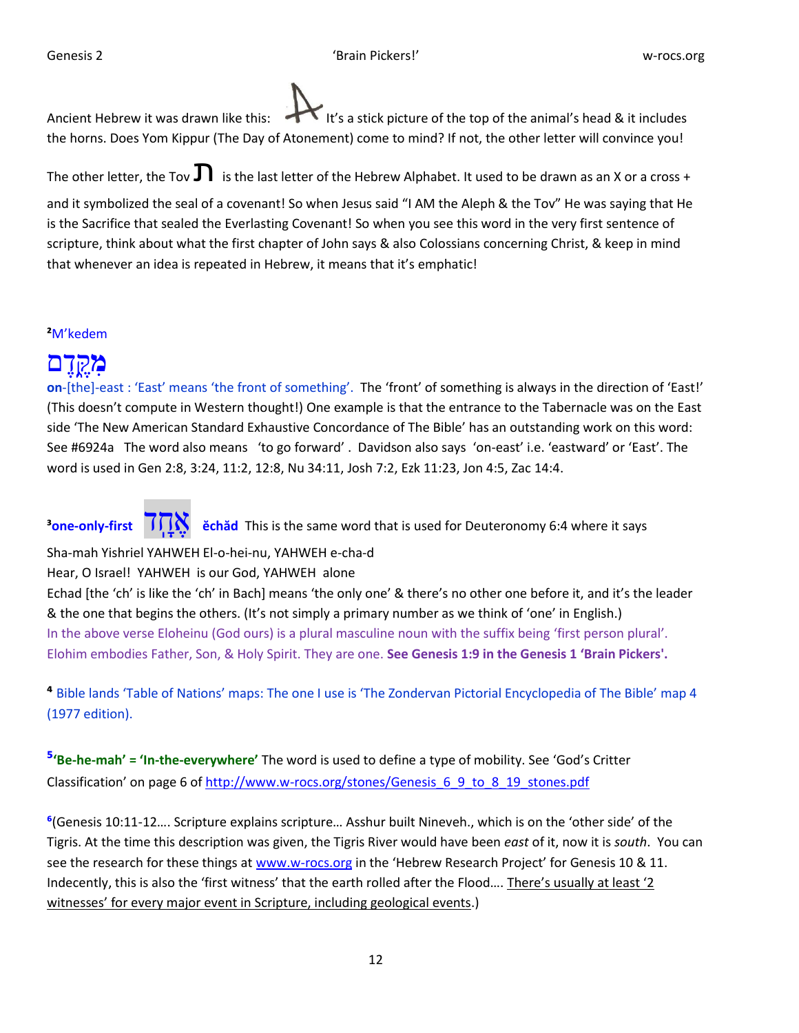Ancient Hebrew it was drawn like this: It's a stick picture of the top of the animal's head & it includes the horns. Does Yom Kippur (The Day of Atonement) come to mind? If not, the other letter will convince you!

The other letter, the Tov ת is the last letter of the Hebrew Alphabet. It used to be drawn as an X or a cross + and it symbolized the seal of a covenant! So when Jesus said "I AM the Aleph & the Tov" He was saying that He is the Sacrifice that sealed the Everlasting Covenant! So when you see this word in the very first sentence of scripture, think about what the first chapter of John says & also Colossians concerning Christ, & keep in mind that whenever an idea is repeated in Hebrew, it means that it's emphatic!

[2]M'kedem

מִקֶּדֶם

**on**-[the]-east : 'East' means 'the front of something'. The 'front' of something is always in the direction of 'East!' (This doesn't compute in Western thought!) One example is that the entrance to the Tabernacle was on the East side 'The New American Standard Exhaustive Concordance of The Bible' has an outstanding work on this word: See #6924a The word also means 'to go forward'. Davidson also says 'on-east' i.e. 'eastward' or 'East'. The word is used in Gen 2:8, 3:24, 11:2, 12:8, Nu 34:11, Josh 7:2, Ezk 11:23, Jon 4:5, Zac 14:4.

[3]**one-only-first** אֶחָד **ĕchăd** This is the same word that is used for Deuteronomy 6:4 where it says

Sha-mah Yishriel YAHWEH El-o-hei-nu, YAHWEH e-cha-d

Hear, O Israel! YAHWEH is our God, YAHWEH alone

Echad [the 'ch' is like the 'ch' in Bach] means 'the only one' & there's no other one before it, and it's the leader & the one that begins the others. (It's not simply a primary number as we think of 'one' in English.)

In the above verse Eloheinu (God ours) is a plural masculine noun with the suffix being 'first person plural'. Elohim embodies Father, Son, & Holy Spirit. They are one. **See Genesis 1:9 in the Genesis 1 'Brain Pickers'.**

[4] Bible lands 'Table of Nations' maps: The one I use is 'The Zondervan Pictorial Encyclopedia of The Bible' map 4 (1977 edition).

[5]**'Be-he-mah' = 'In-the-everywhere'** The word is used to define a type of mobility. See 'God's Critter Classification' on page 6 of http://www.w-rocs.org/stones/Genesis_6_9_to_8_19_stones.pdf

[6](Genesis 10:11-12…. Scripture explains scripture… Asshur built Nineveh., which is on the 'other side' of the Tigris. At the time this description was given, the Tigris River would have been *east* of it, now it is *south*. You can see the research for these things at www.w-rocs.org in the 'Hebrew Research Project' for Genesis 10 & 11. Indecently, this is also the 'first witness' that the earth rolled after the Flood…. There's usually at least '2 witnesses' for every major event in Scripture, including geological events.)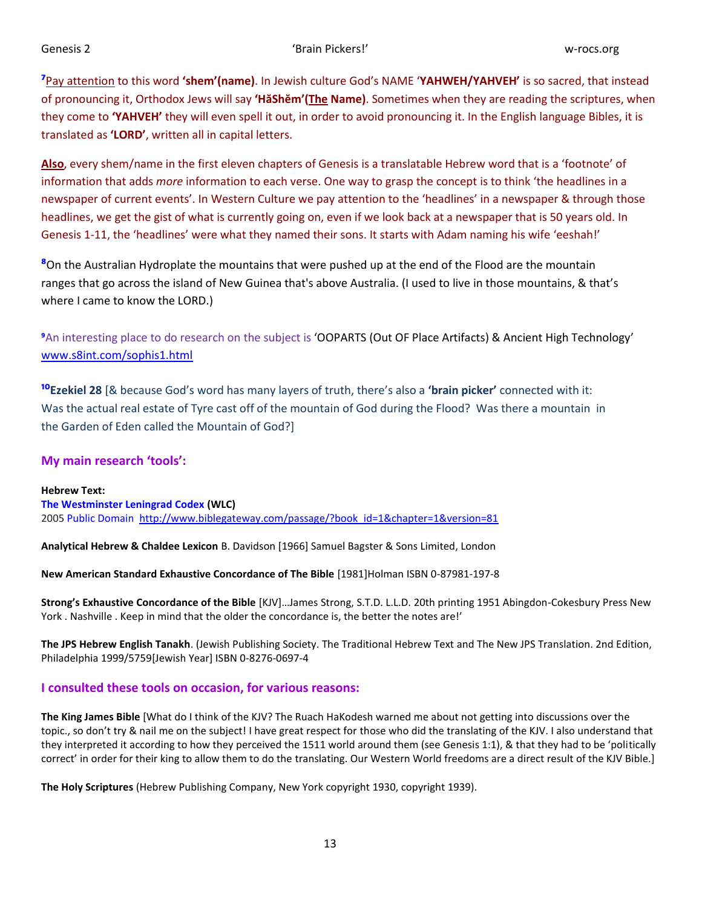[7]Pay attention to this word **'shem'(name)**. In Jewish culture God's NAME '**YAHWEH/YAHVEH'** is so sacred, that instead of pronouncing it, Orthodox Jews will say **'HăShĕm'(The Name)**. Sometimes when they are reading the scriptures, when they come to **'YAHVEH'** they will even spell it out, in order to avoid pronouncing it. In the English language Bibles, it is translated as **'LORD'**, written all in capital letters.

**Also**, every shem/name in the first eleven chapters of Genesis is a translatable Hebrew word that is a 'footnote' of information that adds *more* information to each verse. One way to grasp the concept is to think 'the headlines in a newspaper of current events'. In Western Culture we pay attention to the 'headlines' in a newspaper & through those headlines, we get the gist of what is currently going on, even if we look back at a newspaper that is 50 years old. In Genesis 1-11, the 'headlines' were what they named their sons. It starts with Adam naming his wife 'eeshah!'

[8]On the Australian Hydroplate the mountains that were pushed up at the end of the Flood are the mountain ranges that go across the island of New Guinea that's above Australia. (I used to live in those mountains, & that's where I came to know the LORD.)

[9]An interesting place to do research on the subject is 'OOPARTS (Out OF Place Artifacts) & Ancient High Technology' www.s8int.com/sophis1.html

[10]**Ezekiel 28** [& because God's word has many layers of truth, there's also a **'brain picker'** connected with it: Was the actual real estate of Tyre cast off of the mountain of God during the Flood? Was there a mountain in the Garden of Eden called the Mountain of God?]

### My main research 'tools':

**Hebrew Text:**
**The Westminster Leningrad Codex (WLC)**
2005 Public Domain http://www.biblegateway.com/passage/?book_id=1&chapter=1&version=81

**Analytical Hebrew & Chaldee Lexicon** B. Davidson [1966] Samuel Bagster & Sons Limited, London

**New American Standard Exhaustive Concordance of The Bible** [1981]Holman ISBN 0-87981-197-8

**Strong's Exhaustive Concordance of the Bible** [KJV]…James Strong, S.T.D. L.L.D. 20th printing 1951 Abingdon-Cokesbury Press New York . Nashville . Keep in mind that the older the concordance is, the better the notes are!'

**The JPS Hebrew English Tanakh**. (Jewish Publishing Society. The Traditional Hebrew Text and The New JPS Translation. 2nd Edition, Philadelphia 1999/5759[Jewish Year] ISBN 0-8276-0697-4

### I consulted these tools on occasion, for various reasons:

**The King James Bible** [What do I think of the KJV? The Ruach HaKodesh warned me about not getting into discussions over the topic., so don't try & nail me on the subject! I have great respect for those who did the translating of the KJV. I also understand that they interpreted it according to how they perceived the 1511 world around them (see Genesis 1:1), & that they had to be 'politically correct' in order for their king to allow them to do the translating. Our Western World freedoms are a direct result of the KJV Bible.]

**The Holy Scriptures** (Hebrew Publishing Company, New York copyright 1930, copyright 1939).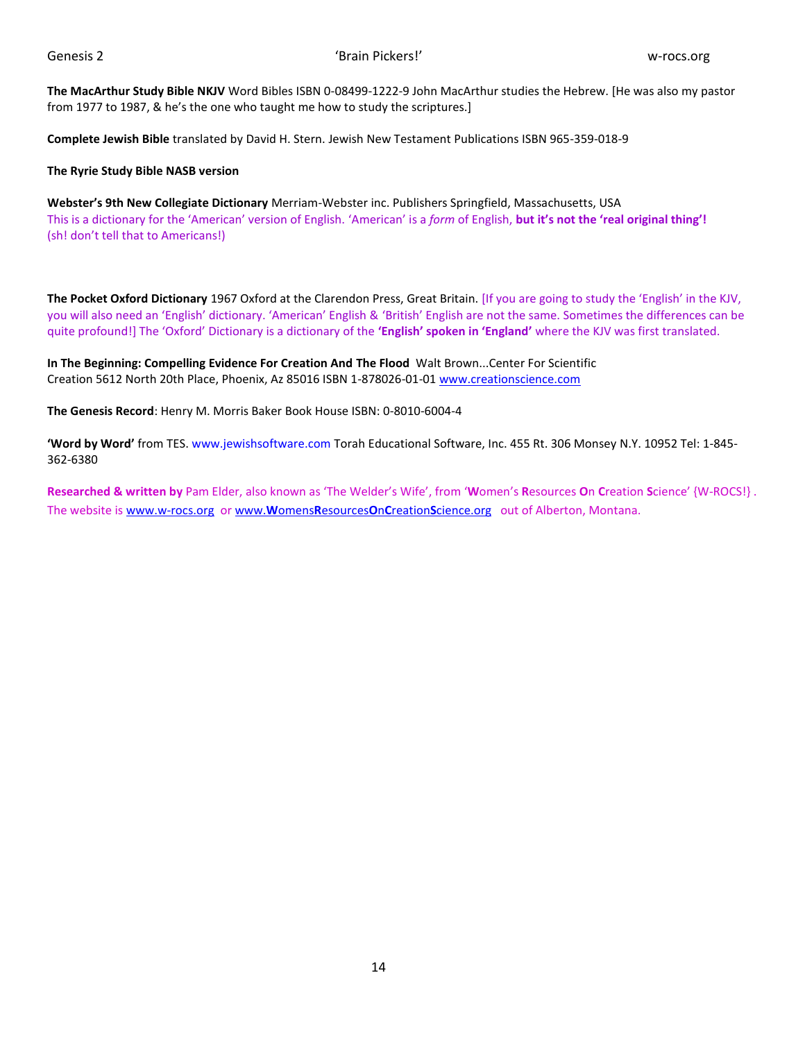**The MacArthur Study Bible NKJV** Word Bibles ISBN 0-08499-1222-9 John MacArthur studies the Hebrew. [He was also my pastor from 1977 to 1987, & he's the one who taught me how to study the scriptures.]

**Complete Jewish Bible** translated by David H. Stern. Jewish New Testament Publications ISBN 965-359-018-9

**The Ryrie Study Bible NASB version**

**Webster's 9th New Collegiate Dictionary** Merriam-Webster inc. Publishers Springfield, Massachusetts, USA
This is a dictionary for the 'American' version of English. 'American' is a *form* of English, **but it's not the 'real original thing'!** (sh! don't tell that to Americans!)

**The Pocket Oxford Dictionary** 1967 Oxford at the Clarendon Press, Great Britain. [If you are going to study the 'English' in the KJV, you will also need an 'English' dictionary. 'American' English & 'British' English are not the same. Sometimes the differences can be quite profound!] The 'Oxford' Dictionary is a dictionary of the **'English' spoken in 'England'** where the KJV was first translated.

**In The Beginning: Compelling Evidence For Creation And The Flood** Walt Brown...Center For Scientific Creation 5612 North 20th Place, Phoenix, Az 85016 ISBN 1-878026-01-01 www.creationscience.com

**The Genesis Record**: Henry M. Morris Baker Book House ISBN: 0-8010-6004-4

**'Word by Word'** from TES. www.jewishsoftware.com Torah Educational Software, Inc. 455 Rt. 306 Monsey N.Y. 10952 Tel: 1-845-362-6380

**Researched & written by** Pam Elder, also known as 'The Welder's Wife', from '**W**omen's **R**esources **O**n **C**reation **S**cience' {W-ROCS!}. The website is www.w-rocs.org or www.**W**omens**R**esources**O**n**C**reation**S**cience.org out of Alberton, Montana.